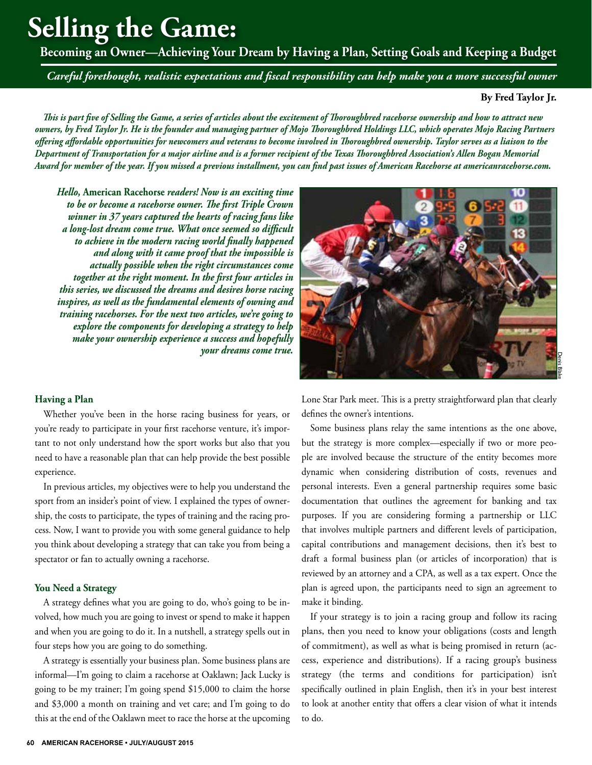# Selling the Game:

## Becoming an Owner—Achieving Your Dream by Having a Plan, Setting Goals and Keeping a Budget

*Careful forethought, realistic expectations and fiscal responsibility can help make you a more successful owner*

**By Fred Taylor Jr.**

*This is part five of Selling the Game, a series of articles about the excitement of Thoroughbred racehorse ownership and how to attract new owners, by Fred Taylor Jr. He is the founder and managing partner of Mojo Thoroughbred Holdings LLC, which operates Mojo Racing Partners offering affordable opportunities for newcomers and veterans to become involved in Thoroughbred ownership. Taylor serves as a liaison to the Department of Transportation for a major airline and is a former recipient of the Texas Thoroughbred Association's Allen Bogan Memorial Award for member of the year. If you missed a previous installment, you can find past issues of American Racehorse at americanracehorse.com.*

*Hello,* **American Racehorse** *readers! Now is an exciting time to be or become a racehorse owner. The first Triple Crown winner in 37 years captured the hearts of racing fans like a long-lost dream come true. What once seemed so difficult to achieve in the modern racing world finally happened and along with it came proof that the impossible is actually possible when the right circumstances come together at the right moment. In the first four articles in this series, we discussed the dreams and desires horse racing inspires, as well as the fundamental elements of owning and training racehorses. For the next two articles, we're going to explore the components for developing a strategy to help make your ownership experience a success and hopefully your dreams come true.*

Denis Blake

### Having a Plan

Whether you've been in the horse racing business for years, or you're ready to participate in your first racehorse venture, it's important to not only understand how the sport works but also that you need to have a reasonable plan that can help provide the best possible experience.

In previous articles, my objectives were to help you understand the sport from an insider's point of view. I explained the types of ownership, the costs to participate, the types of training and the racing process. Now, I want to provide you with some general guidance to help you think about developing a strategy that can take you from being a spectator or fan to actually owning a racehorse.

### You Need a Strategy

A strategy defines what you are going to do, who's going to be involved, how much you are going to invest or spend to make it happen and when you are going to do it. In a nutshell, a strategy spells out in four steps how you are going to do something.

A strategy is essentially your business plan. Some business plans are informal—I'm going to claim a racehorse at Oaklawn; Jack Lucky is going to be my trainer; I'm going spend $15,000 to claim the horse and $3,000 a month on training and vet care; and I'm going to do this at the end of the Oaklawn meet to race the horse at the upcoming Lone Star Park meet. This is a pretty straightforward plan that clearly defines the owner's intentions.

Some business plans relay the same intentions as the one above, but the strategy is more complex—especially if two or more people are involved because the structure of the entity becomes more dynamic when considering distribution of costs, revenues and personal interests. Even a general partnership requires some basic documentation that outlines the agreement for banking and tax purposes. If you are considering forming a partnership or LLC that involves multiple partners and different levels of participation, capital contributions and management decisions, then it's best to draft a formal business plan (or articles of incorporation) that is reviewed by an attorney and a CPA, as well as a tax expert. Once the plan is agreed upon, the participants need to sign an agreement to make it binding.

If your strategy is to join a racing group and follow its racing plans, then you need to know your obligations (costs and length of commitment), as well as what is being promised in return (access, experience and distributions). If a racing group's business strategy (the terms and conditions for participation) isn't specifically outlined in plain English, then it's in your best interest to look at another entity that offers a clear vision of what it intends to do.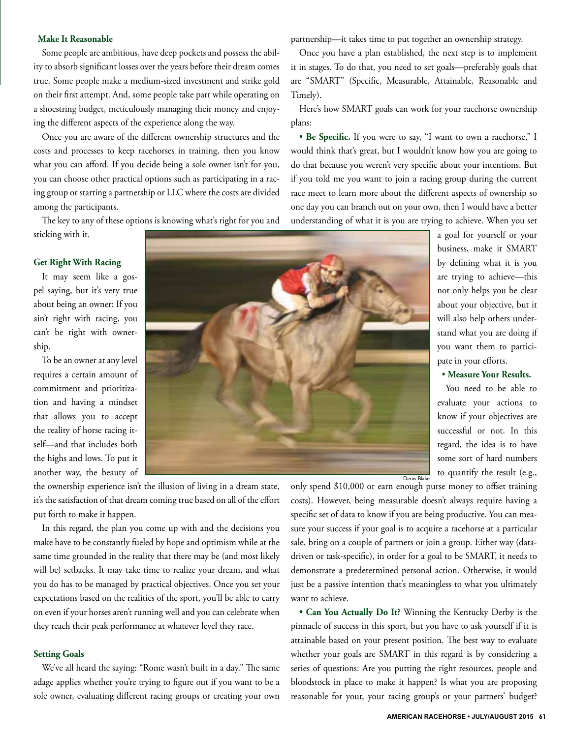### Make It Reasonable

Some people are ambitious, have deep pockets and possess the ability to absorb significant losses over the years before their dream comes true. Some people make a medium-sized investment and strike gold on their first attempt. And, some people take part while operating on a shoestring budget, meticulously managing their money and enjoying the different aspects of the experience along the way.

Once you are aware of the different ownership structures and the costs and processes to keep racehorses in training, then you know what you can afford. If you decide being a sole owner isn't for you, you can choose other practical options such as participating in a racing group or starting a partnership or LLC where the costs are divided among the participants.

The key to any of these options is knowing what's right for you and sticking with it.

### Get Right With Racing

It may seem like a gospel saying, but it's very true about being an owner: If you ain't right with racing, you can't be right with ownership.

To be an owner at any level requires a certain amount of commitment and prioritization and having a mindset that allows you to accept the reality of horse racing itself—and that includes both the highs and lows. To put it another way, the beauty of the ownership experience isn't the illusion of living in a dream state, it's the satisfaction of that dream coming true based on all of the effort put forth to make it happen.

In this regard, the plan you come up with and the decisions you make have to be constantly fueled by hope and optimism while at the same time grounded in the reality that there may be (and most likely will be) setbacks. It may take time to realize your dream, and what you do has to be managed by practical objectives. Once you set your expectations based on the realities of the sport, you'll be able to carry on even if your horses aren't running well and you can celebrate when they reach their peak performance at whatever level they race.

### Setting Goals

We've all heard the saying: "Rome wasn't built in a day." The same adage applies whether you're trying to figure out if you want to be a sole owner, evaluating different racing groups or creating your own partnership—it takes time to put together an ownership strategy.

Once you have a plan established, the next step is to implement it in stages. To do that, you need to set goals—preferably goals that are "SMART" (Specific, Measurable, Attainable, Reasonable and Timely).

Here's how SMART goals can work for your racehorse ownership plans:

- **Be Specific.** If you were to say, "I want to own a racehorse," I would think that's great, but I wouldn't know how you are going to do that because you weren't very specific about your intentions. But if you told me you want to join a racing group during the current race meet to learn more about the different aspects of ownership so one day you can branch out on your own, then I would have a better understanding of what it is you are trying to achieve. When you set a goal for yourself or your business, make it SMART by defining what it is you are trying to achieve—this not only helps you be clear about your objective, but it will also help others understand what you are doing if you want them to participate in your efforts.

- **Measure Your Results.** You need to be able to evaluate your actions to know if your objectives are successful or not. In this regard, the idea is to have some sort of hard numbers to quantify the result (e.g., only spend $10,000 or earn enough purse money to offset training costs). However, being measurable doesn't always require having a specific set of data to know if you are being productive. You can measure your success if your goal is to acquire a racehorse at a particular sale, bring on a couple of partners or join a group. Either way (data-driven or task-specific), in order for a goal to be SMART, it needs to demonstrate a predetermined personal action. Otherwise, it would just be a passive intention that's meaningless to what you ultimately want to achieve.

Denis Blake

- **Can You Actually Do It?** Winning the Kentucky Derby is the pinnacle of success in this sport, but you have to ask yourself if it is attainable based on your present position. The best way to evaluate whether your goals are SMART in this regard is by considering a series of questions: Are you putting the right resources, people and bloodstock in place to make it happen? Is what you are proposing reasonable for your, your racing group's or your partners' budget?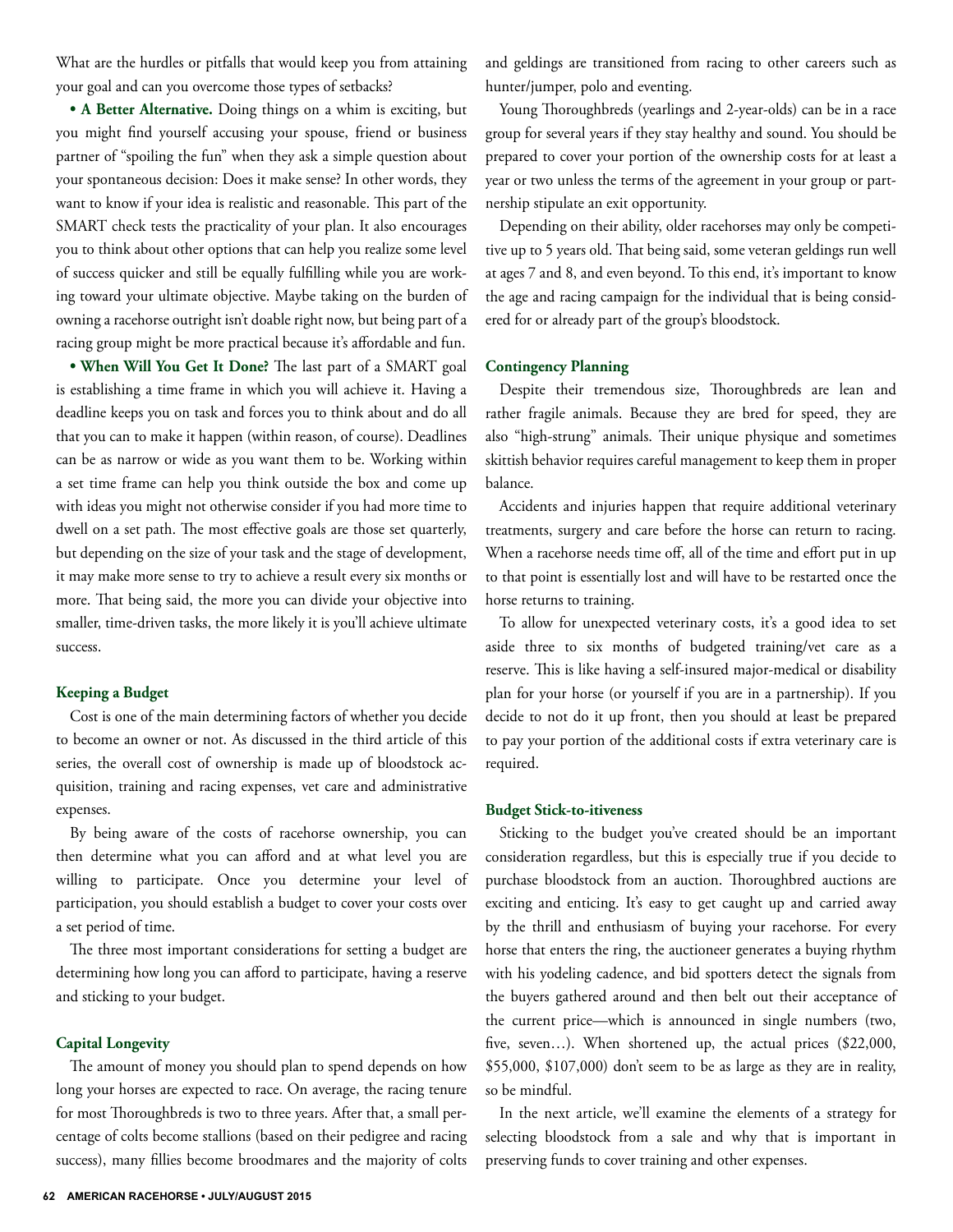What are the hurdles or pitfalls that would keep you from attaining your goal and can you overcome those types of setbacks?

**• A Better Alternative.** Doing things on a whim is exciting, but you might find yourself accusing your spouse, friend or business partner of "spoiling the fun" when they ask a simple question about your spontaneous decision: Does it make sense? In other words, they want to know if your idea is realistic and reasonable. This part of the SMART check tests the practicality of your plan. It also encourages you to think about other options that can help you realize some level of success quicker and still be equally fulfilling while you are working toward your ultimate objective. Maybe taking on the burden of owning a racehorse outright isn't doable right now, but being part of a racing group might be more practical because it's affordable and fun.

**• When Will You Get It Done?** The last part of a SMART goal is establishing a time frame in which you will achieve it. Having a deadline keeps you on task and forces you to think about and do all that you can to make it happen (within reason, of course). Deadlines can be as narrow or wide as you want them to be. Working within a set time frame can help you think outside the box and come up with ideas you might not otherwise consider if you had more time to dwell on a set path. The most effective goals are those set quarterly, but depending on the size of your task and the stage of development, it may make more sense to try to achieve a result every six months or more. That being said, the more you can divide your objective into smaller, time-driven tasks, the more likely it is you'll achieve ultimate success.

## Keeping a Budget

Cost is one of the main determining factors of whether you decide to become an owner or not. As discussed in the third article of this series, the overall cost of ownership is made up of bloodstock acquisition, training and racing expenses, vet care and administrative expenses.

By being aware of the costs of racehorse ownership, you can then determine what you can afford and at what level you are willing to participate. Once you determine your level of participation, you should establish a budget to cover your costs over a set period of time.

The three most important considerations for setting a budget are determining how long you can afford to participate, having a reserve and sticking to your budget.

## Capital Longevity

The amount of money you should plan to spend depends on how long your horses are expected to race. On average, the racing tenure for most Thoroughbreds is two to three years. After that, a small percentage of colts become stallions (based on their pedigree and racing success), many fillies become broodmares and the majority of colts and geldings are transitioned from racing to other careers such as hunter/jumper, polo and eventing.

Young Thoroughbreds (yearlings and 2-year-olds) can be in a race group for several years if they stay healthy and sound. You should be prepared to cover your portion of the ownership costs for at least a year or two unless the terms of the agreement in your group or partnership stipulate an exit opportunity.

Depending on their ability, older racehorses may only be competitive up to 5 years old. That being said, some veteran geldings run well at ages 7 and 8, and even beyond. To this end, it's important to know the age and racing campaign for the individual that is being considered for or already part of the group's bloodstock.

## Contingency Planning

Despite their tremendous size, Thoroughbreds are lean and rather fragile animals. Because they are bred for speed, they are also "high-strung" animals. Their unique physique and sometimes skittish behavior requires careful management to keep them in proper balance.

Accidents and injuries happen that require additional veterinary treatments, surgery and care before the horse can return to racing. When a racehorse needs time off, all of the time and effort put in up to that point is essentially lost and will have to be restarted once the horse returns to training.

To allow for unexpected veterinary costs, it's a good idea to set aside three to six months of budgeted training/vet care as a reserve. This is like having a self-insured major-medical or disability plan for your horse (or yourself if you are in a partnership). If you decide to not do it up front, then you should at least be prepared to pay your portion of the additional costs if extra veterinary care is required.

## Budget Stick-to-itiveness

Sticking to the budget you've created should be an important consideration regardless, but this is especially true if you decide to purchase bloodstock from an auction. Thoroughbred auctions are exciting and enticing. It's easy to get caught up and carried away by the thrill and enthusiasm of buying your racehorse. For every horse that enters the ring, the auctioneer generates a buying rhythm with his yodeling cadence, and bid spotters detect the signals from the buyers gathered around and then belt out their acceptance of the current price—which is announced in single numbers (two, five, seven…). When shortened up, the actual prices ($22,000, $55,000, $107,000) don't seem to be as large as they are in reality, so be mindful.

In the next article, we'll examine the elements of a strategy for selecting bloodstock from a sale and why that is important in preserving funds to cover training and other expenses.